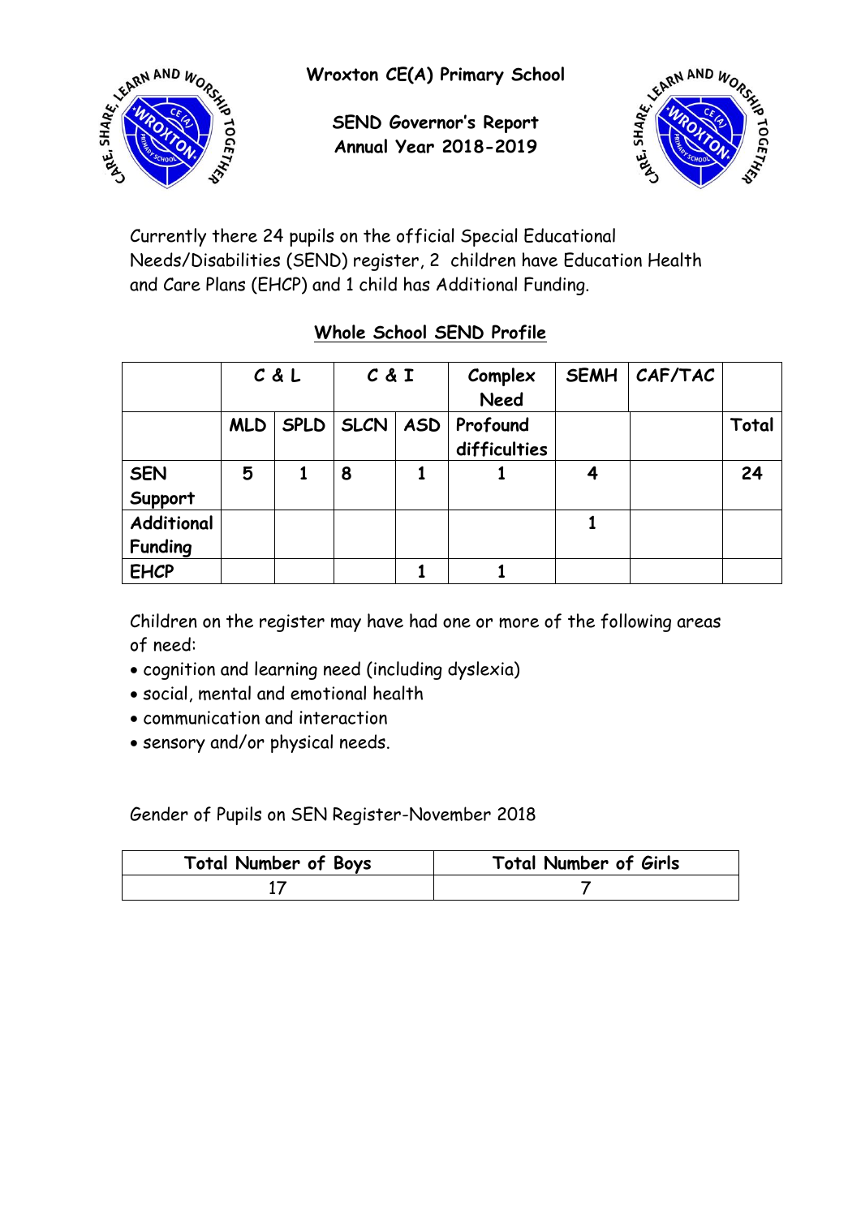# Wroxton CE(A) Primary School

## SEND Governor's Report
## Annual Year 2018-2019

Currently there 24 pupils on the official Special Educational Needs/Disabilities (SEND) register, 2 children have Education Health and Care Plans (EHCP) and 1 child has Additional Funding.

### Whole School SEND Profile

| | C & L | | C & I | | Complex Need | SEMH | CAF/TAC | |
|---|---|---|---|---|---|---|---|---|
| | MLD | SPLD | SLCN | ASD | Profound difficulties | | | Total |
| SEN Support | 5 | 1 | 8 | 1 | 1 | 4 | | 24 |
| Additional Funding | | | | | | 1 | | |
| EHCP | | | | 1 | 1 | | | |

Children on the register may have had one or more of the following areas of need:

- cognition and learning need (including dyslexia)
- social, mental and emotional health
- communication and interaction
- sensory and/or physical needs.

Gender of Pupils on SEN Register-November 2018

| Total Number of Boys | Total Number of Girls |
|---|---|
| 17 | 7 |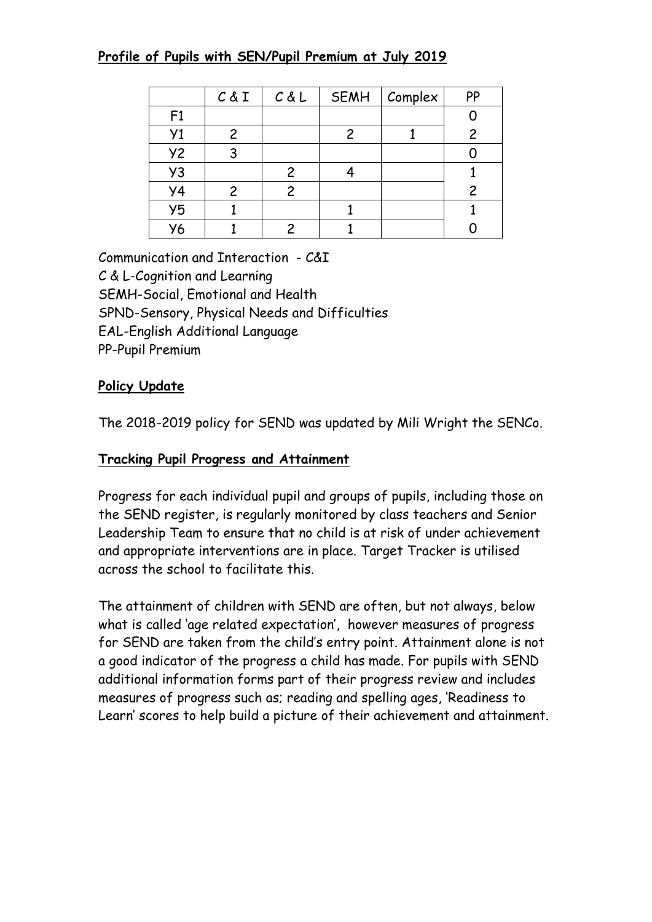## Profile of Pupils with SEN/Pupil Premium at July 2019

| | C & I | C & L | SEMH | Complex | PP |
|---|---|---|---|---|---|
| F1 | | | | | 0 |
| Y1 | 2 | | 2 | 1 | 2 |
| Y2 | 3 | | | | 0 |
| Y3 | | 2 | 4 | | 1 |
| Y4 | 2 | 2 | | | 2 |
| Y5 | 1 | | 1 | | 1 |
| Y6 | 1 | 2 | 1 | | 0 |

Communication and Interaction - C&I
C & L-Cognition and Learning
SEMH-Social, Emotional and Health
SPND-Sensory, Physical Needs and Difficulties
EAL-English Additional Language
PP-Pupil Premium

## Policy Update

The 2018-2019 policy for SEND was updated by Mili Wright the SENCo.

## Tracking Pupil Progress and Attainment

Progress for each individual pupil and groups of pupils, including those on the SEND register, is regularly monitored by class teachers and Senior Leadership Team to ensure that no child is at risk of under achievement and appropriate interventions are in place. Target Tracker is utilised across the school to facilitate this.

The attainment of children with SEND are often, but not always, below what is called 'age related expectation', however measures of progress for SEND are taken from the child's entry point. Attainment alone is not a good indicator of the progress a child has made. For pupils with SEND additional information forms part of their progress review and includes measures of progress such as; reading and spelling ages, 'Readiness to Learn' scores to help build a picture of their achievement and attainment.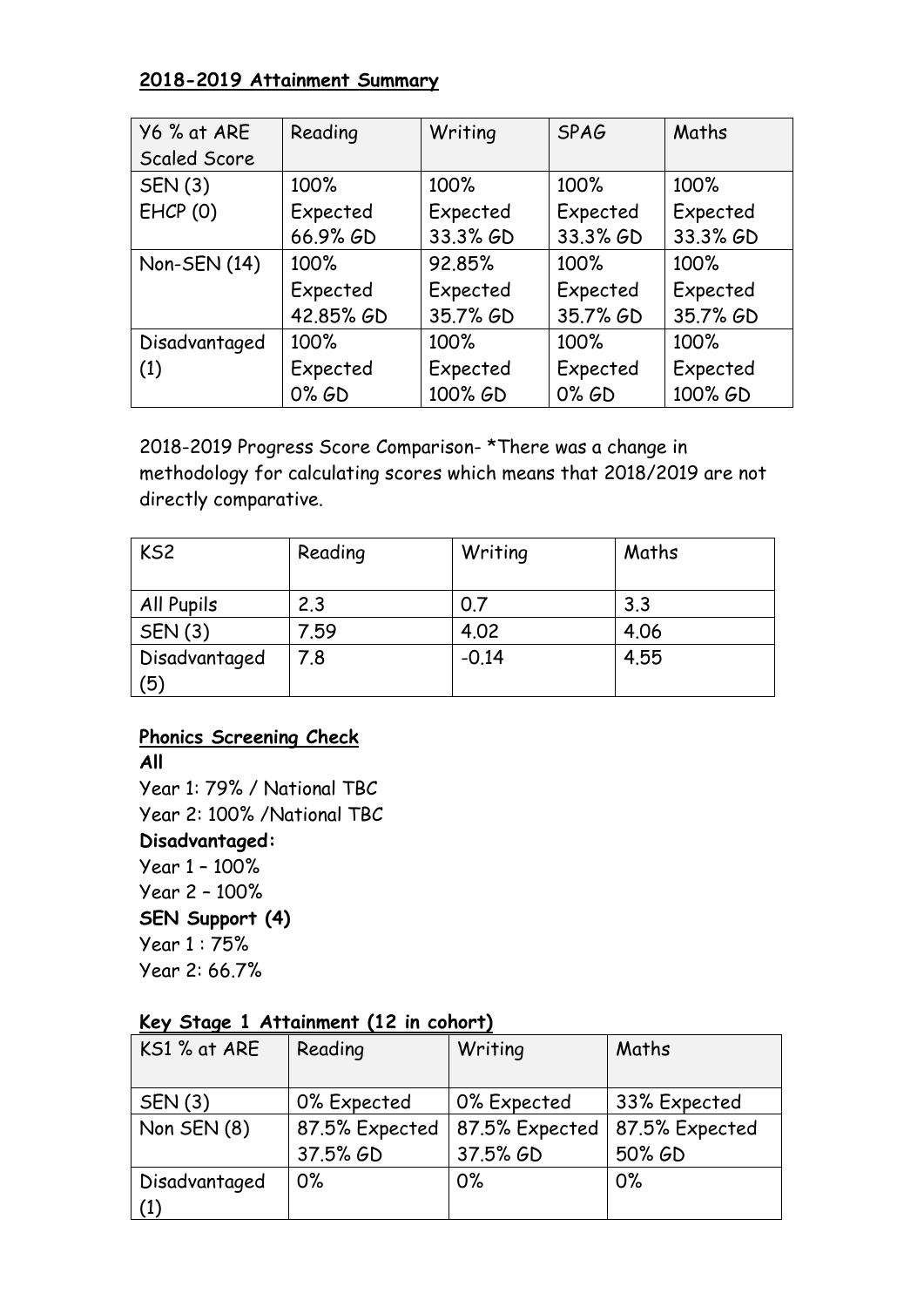**2018-2019 Attainment Summary**

| Y6 % at ARE Scaled Score | Reading | Writing | SPAG | Maths |
|---|---|---|---|---|
| SEN (3) EHCP (0) | 100% Expected 66.9% GD | 100% Expected 33.3% GD | 100% Expected 33.3% GD | 100% Expected 33.3% GD |
| Non-SEN (14) | 100% Expected 42.85% GD | 92.85% Expected 35.7% GD | 100% Expected 35.7% GD | 100% Expected 35.7% GD |
| Disadvantaged (1) | 100% Expected 0% GD | 100% Expected 100% GD | 100% Expected 0% GD | 100% Expected 100% GD |

2018-2019 Progress Score Comparison- *There was a change in methodology for calculating scores which means that 2018/2019 are not directly comparative.

| KS2 | Reading | Writing | Maths |
|---|---|---|---|
| All Pupils | 2.3 | 0.7 | 3.3 |
| SEN (3) | 7.59 | 4.02 | 4.06 |
| Disadvantaged (5) | 7.8 | -0.14 | 4.55 |

**Phonics Screening Check**

**All**

Year 1: 79% / National TBC

Year 2: 100% /National TBC

**Disadvantaged:**

Year 1 – 100%

Year 2 – 100%

**SEN Support (4)**

Year 1 : 75%

Year 2: 66.7%

**Key Stage 1 Attainment (12 in cohort)**

| KS1 % at ARE | Reading | Writing | Maths |
|---|---|---|---|
| SEN (3) | 0% Expected | 0% Expected | 33% Expected |
| Non SEN (8) | 87.5% Expected 37.5% GD | 87.5% Expected 37.5% GD | 87.5% Expected 50% GD |
| Disadvantaged (1) | 0% | 0% | 0% |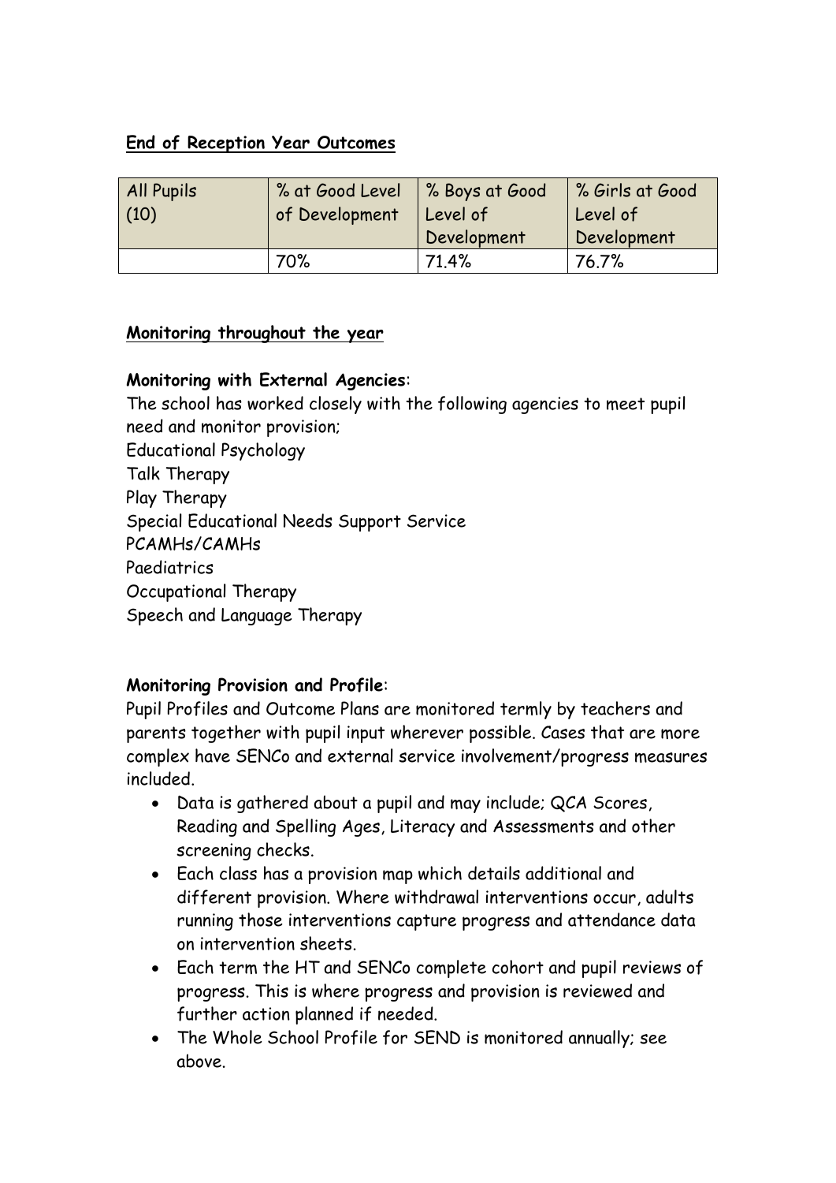**End of Reception Year Outcomes**

| All Pupils (10) | % at Good Level of Development | % Boys at Good Level of Development | % Girls at Good Level of Development |
| --- | --- | --- | --- |
| | 70% | 71.4% | 76.7% |

**Monitoring throughout the year**

**Monitoring with External Agencies**:

The school has worked closely with the following agencies to meet pupil need and monitor provision;

Educational Psychology

Talk Therapy

Play Therapy

Special Educational Needs Support Service

PCAMHs/CAMHs

Paediatrics

Occupational Therapy

Speech and Language Therapy

**Monitoring Provision and Profile**:

Pupil Profiles and Outcome Plans are monitored termly by teachers and parents together with pupil input wherever possible. Cases that are more complex have SENCo and external service involvement/progress measures included.

- Data is gathered about a pupil and may include; QCA Scores, Reading and Spelling Ages, Literacy and Assessments and other screening checks.
- Each class has a provision map which details additional and different provision. Where withdrawal interventions occur, adults running those interventions capture progress and attendance data on intervention sheets.
- Each term the HT and SENCo complete cohort and pupil reviews of progress. This is where progress and provision is reviewed and further action planned if needed.
- The Whole School Profile for SEND is monitored annually; see above.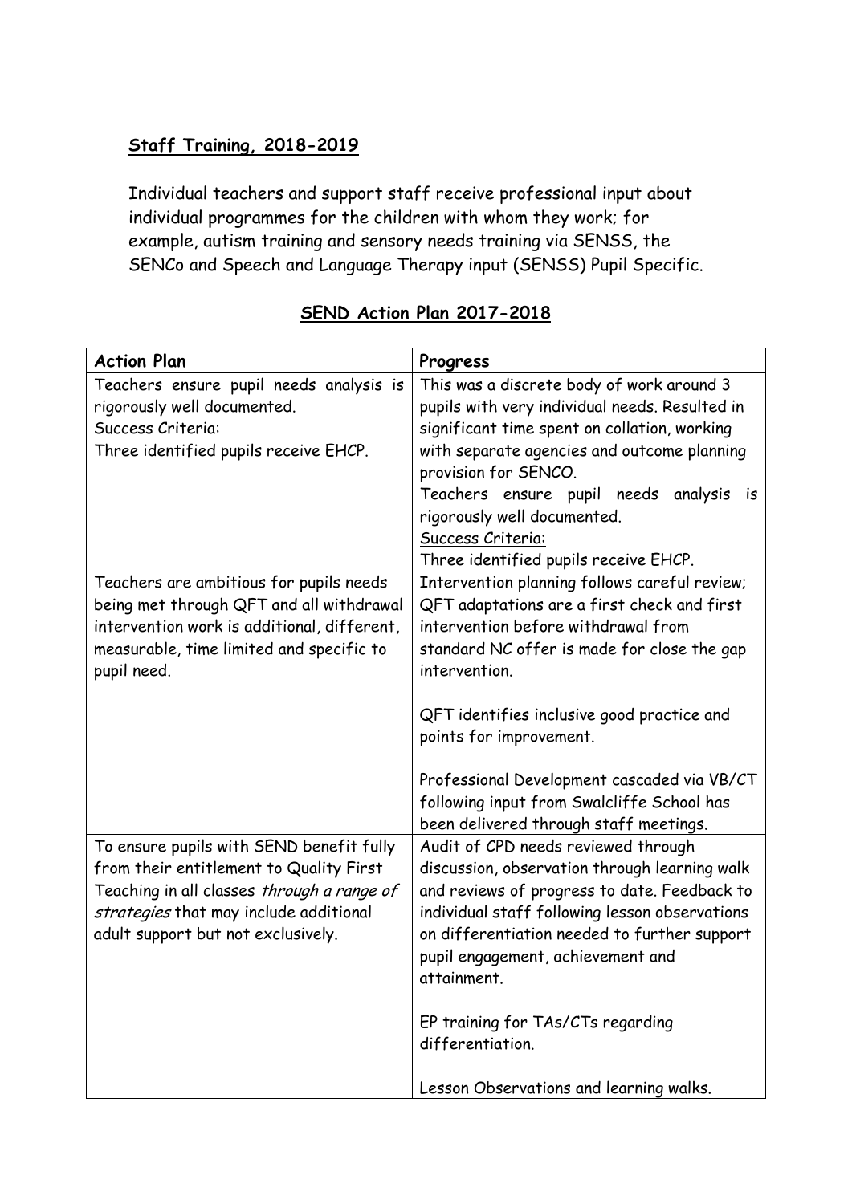**Staff Training, 2018-2019**

Individual teachers and support staff receive professional input about individual programmes for the children with whom they work; for example, autism training and sensory needs training via SENSS, the SENCo and Speech and Language Therapy input (SENSS) Pupil Specific.

**SEND Action Plan 2017-2018**

| Action Plan | Progress |
|---|---|
| Teachers ensure pupil needs analysis is rigorously well documented.<br>Success Criteria:<br>Three identified pupils receive EHCP. | This was a discrete body of work around 3 pupils with very individual needs. Resulted in significant time spent on collation, working with separate agencies and outcome planning provision for SENCO.<br>Teachers ensure pupil needs analysis is rigorously well documented.<br>Success Criteria:<br>Three identified pupils receive EHCP. |
| Teachers are ambitious for pupils needs being met through QFT and all withdrawal intervention work is additional, different, measurable, time limited and specific to pupil need. | Intervention planning follows careful review; QFT adaptations are a first check and first intervention before withdrawal from standard NC offer is made for close the gap intervention.<br><br>QFT identifies inclusive good practice and points for improvement.<br><br>Professional Development cascaded via VB/CT following input from Swalcliffe School has been delivered through staff meetings. |
| To ensure pupils with SEND benefit fully from their entitlement to Quality First Teaching in all classes *through a range of strategies* that may include additional adult support but not exclusively. | Audit of CPD needs reviewed through discussion, observation through learning walk and reviews of progress to date. Feedback to individual staff following lesson observations on differentiation needed to further support pupil engagement, achievement and attainment.<br><br>EP training for TAs/CTs regarding differentiation.<br><br>Lesson Observations and learning walks. |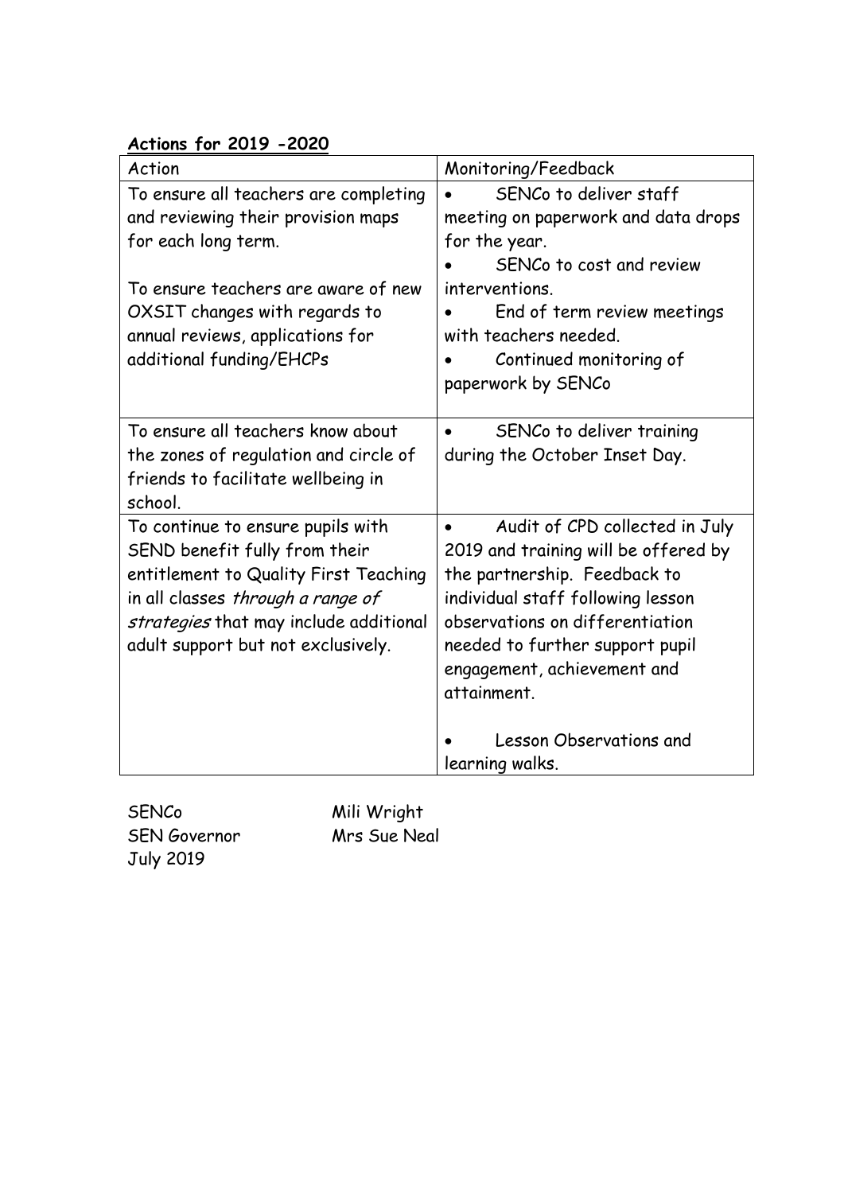**Actions for 2019 -2020**

| Action | Monitoring/Feedback |
|---|---|
| To ensure all teachers are completing and reviewing their provision maps for each long term.<br><br>To ensure teachers are aware of new OXSIT changes with regards to annual reviews, applications for additional funding/EHCPs | • SENCo to deliver staff meeting on paperwork and data drops for the year.<br>• SENCo to cost and review interventions.<br>• End of term review meetings with teachers needed.<br>• Continued monitoring of paperwork by SENCo |
| To ensure all teachers know about the zones of regulation and circle of friends to facilitate wellbeing in school. | • SENCo to deliver training during the October Inset Day. |
| To continue to ensure pupils with SEND benefit fully from their entitlement to Quality First Teaching in all classes *through a range of strategies* that may include additional adult support but not exclusively. | • Audit of CPD collected in July 2019 and training will be offered by the partnership. Feedback to individual staff following lesson observations on differentiation needed to further support pupil engagement, achievement and attainment.<br><br>• Lesson Observations and learning walks. |

SENCo Mili Wright
SEN Governor Mrs Sue Neal
July 2019